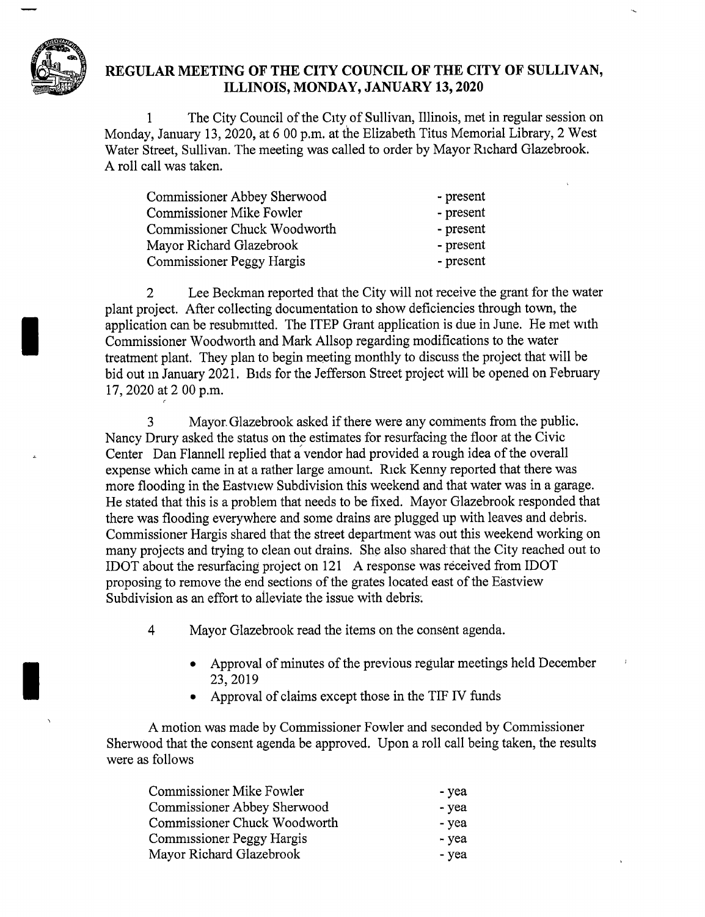# REGULAR MEETING OF THE CITY COUNCIL OF THE CITY OF SULLIVAN, ILLINOIS, MONDAY, JANUARY 13, 2020

1 The City Council of the City of Sullivan, Illinois, met in regular session on Monday, January 13, 2020, at 6 00 p.m. at the Elizabeth Titus Memorial Library, 2 West Water Street, Sullivan. The meeting was called to order by Mayor Richard Glazebrook. A roll call was taken.

| | |
|---|---|
| Commissioner Abbey Sherwood | - present |
| Commissioner Mike Fowler | - present |
| Commissioner Chuck Woodworth | - present |
| Mayor Richard Glazebrook | - present |
| Commissioner Peggy Hargis | - present |

2 Lee Beckman reported that the City will not receive the grant for the water plant project. After collecting documentation to show deficiencies through town, the application can be resubmitted. The ITEP Grant application is due in June. He met with Commissioner Woodworth and Mark Allsop regarding modifications to the water treatment plant. They plan to begin meeting monthly to discuss the project that will be bid out in January 2021. Bids for the Jefferson Street project will be opened on February 17, 2020 at 2 00 p.m.

3 Mayor Glazebrook asked if there were any comments from the public. Nancy Drury asked the status on the estimates for resurfacing the floor at the Civic Center Dan Flannell replied that a vendor had provided a rough idea of the overall expense which came in at a rather large amount. Rick Kenny reported that there was more flooding in the Eastview Subdivision this weekend and that water was in a garage. He stated that this is a problem that needs to be fixed. Mayor Glazebrook responded that there was flooding everywhere and some drains are plugged up with leaves and debris. Commissioner Hargis shared that the street department was out this weekend working on many projects and trying to clean out drains. She also shared that the City reached out to IDOT about the resurfacing project on 121 A response was received from IDOT proposing to remove the end sections of the grates located east of the Eastview Subdivision as an effort to alleviate the issue with debris.

4 Mayor Glazebrook read the items on the consent agenda.

- Approval of minutes of the previous regular meetings held December 23, 2019
- Approval of claims except those in the TIF IV funds

A motion was made by Commissioner Fowler and seconded by Commissioner Sherwood that the consent agenda be approved. Upon a roll call being taken, the results were as follows

| | |
|---|---|
| Commissioner Mike Fowler | - yea |
| Commissioner Abbey Sherwood | - yea |
| Commissioner Chuck Woodworth | - yea |
| Commissioner Peggy Hargis | - yea |
| Mayor Richard Glazebrook | - yea |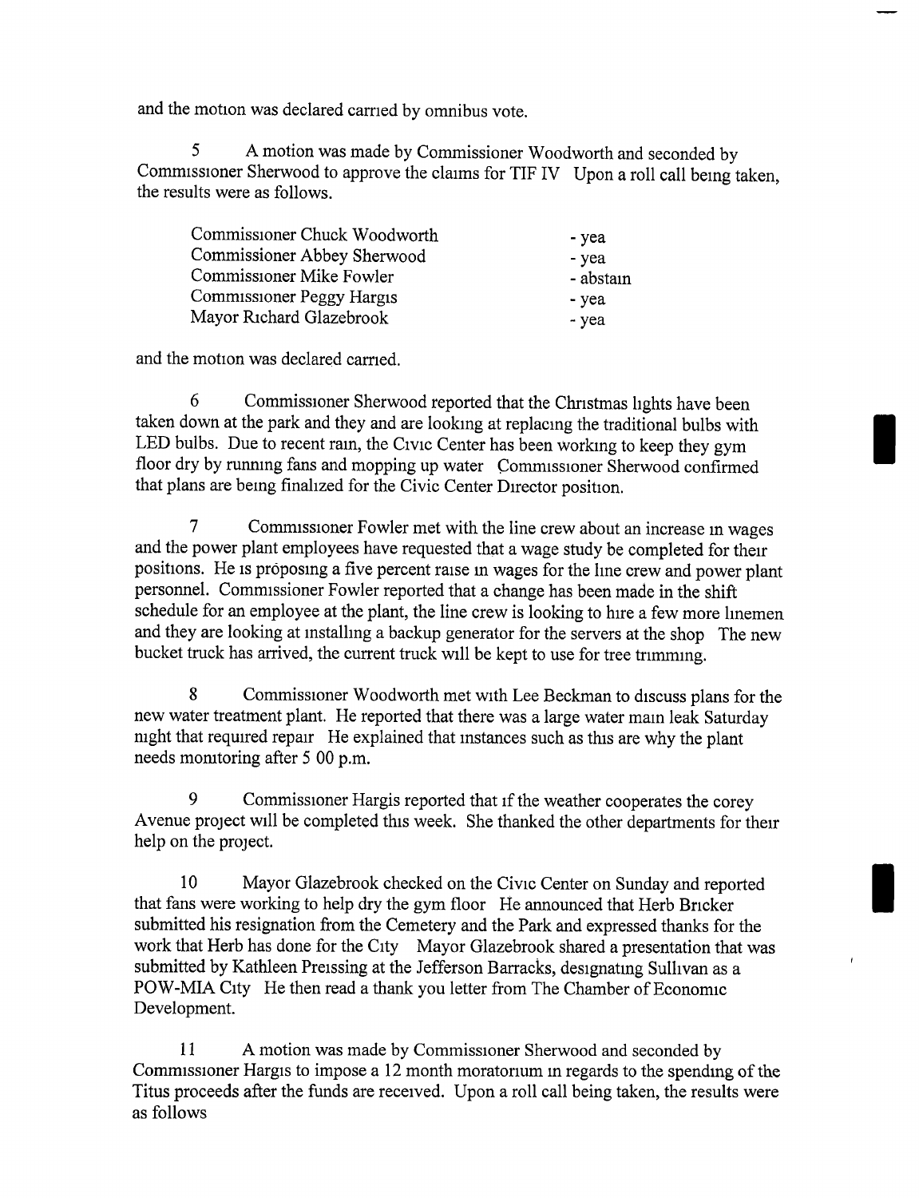and the motion was declared carried by omnibus vote.

5 A motion was made by Commissioner Woodworth and seconded by Commissioner Sherwood to approve the claims for TIF IV Upon a roll call being taken, the results were as follows.

| | |
|---|---|
| Commissioner Chuck Woodworth | - yea |
| Commissioner Abbey Sherwood | - yea |
| Commissioner Mike Fowler | - abstain |
| Commissioner Peggy Hargis | - yea |
| Mayor Richard Glazebrook | - yea |

and the motion was declared carried.

6 Commissioner Sherwood reported that the Christmas lights have been taken down at the park and they and are looking at replacing the traditional bulbs with LED bulbs. Due to recent rain, the Civic Center has been working to keep they gym floor dry by running fans and mopping up water Commissioner Sherwood confirmed that plans are being finalized for the Civic Center Director position.

7 Commissioner Fowler met with the line crew about an increase in wages and the power plant employees have requested that a wage study be completed for their positions. He is proposing a five percent raise in wages for the line crew and power plant personnel. Commissioner Fowler reported that a change has been made in the shift schedule for an employee at the plant, the line crew is looking to hire a few more linemen and they are looking at installing a backup generator for the servers at the shop The new bucket truck has arrived, the current truck will be kept to use for tree trimming.

8 Commissioner Woodworth met with Lee Beckman to discuss plans for the new water treatment plant. He reported that there was a large water main leak Saturday night that required repair He explained that instances such as this are why the plant needs monitoring after 5 00 p.m.

9 Commissioner Hargis reported that if the weather cooperates the corey Avenue project will be completed this week. She thanked the other departments for their help on the project.

10 Mayor Glazebrook checked on the Civic Center on Sunday and reported that fans were working to help dry the gym floor He announced that Herb Bricker submitted his resignation from the Cemetery and the Park and expressed thanks for the work that Herb has done for the City Mayor Glazebrook shared a presentation that was submitted by Kathleen Preissing at the Jefferson Barracks, designating Sullivan as a POW-MIA City He then read a thank you letter from The Chamber of Economic Development.

11 A motion was made by Commissioner Sherwood and seconded by Commissioner Hargis to impose a 12 month moratorium in regards to the spending of the Titus proceeds after the funds are received. Upon a roll call being taken, the results were as follows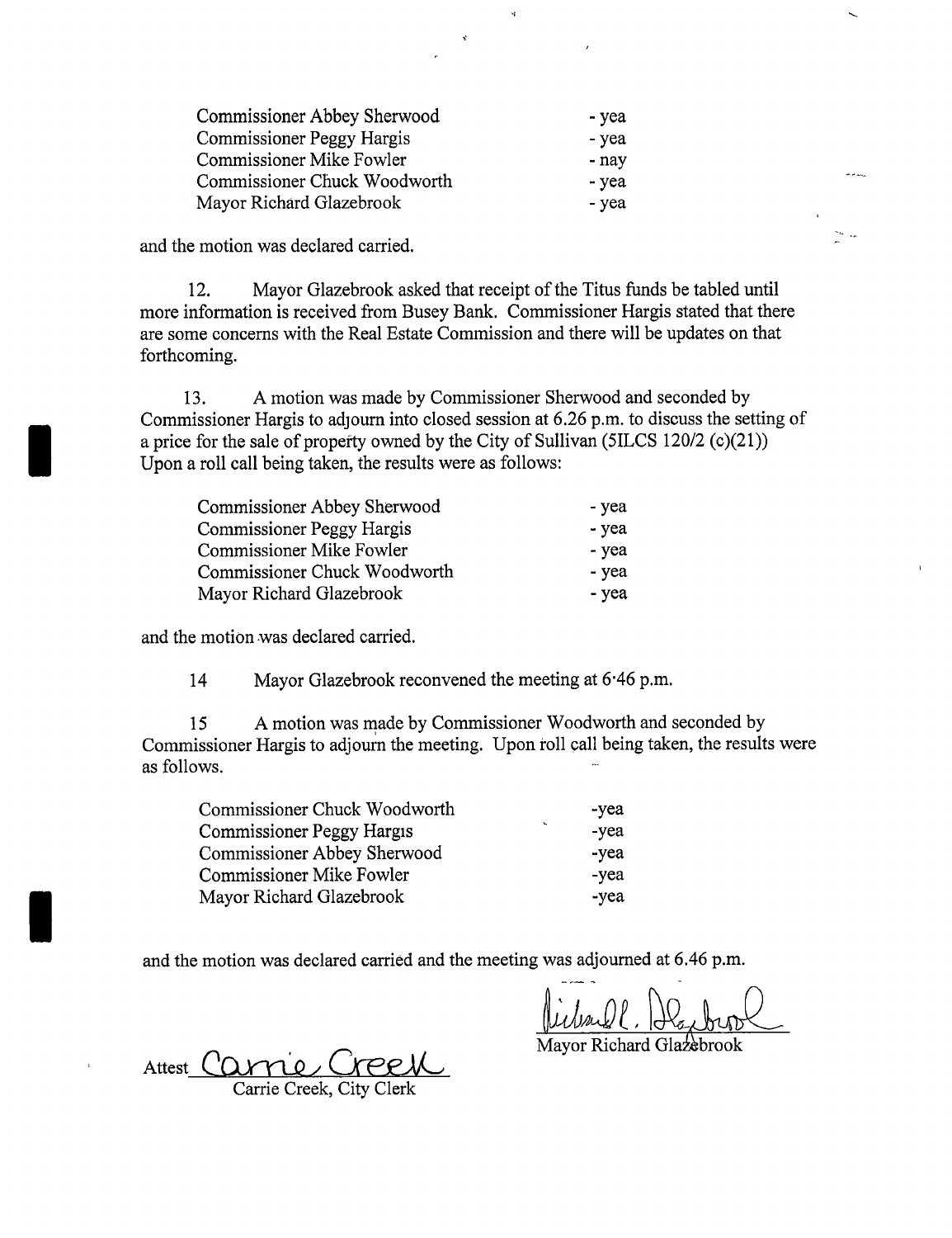| | |
|---|---|
| Commissioner Abbey Sherwood | - yea |
| Commissioner Peggy Hargis | - yea |
| Commissioner Mike Fowler | - nay |
| Commissioner Chuck Woodworth | - yea |
| Mayor Richard Glazebrook | - yea |

and the motion was declared carried.

12. Mayor Glazebrook asked that receipt of the Titus funds be tabled until more information is received from Busey Bank. Commissioner Hargis stated that there are some concerns with the Real Estate Commission and there will be updates on that forthcoming.

13. A motion was made by Commissioner Sherwood and seconded by Commissioner Hargis to adjourn into closed session at 6.26 p.m. to discuss the setting of a price for the sale of property owned by the City of Sullivan (5ILCS 120/2 (c)(21)) Upon a roll call being taken, the results were as follows:

| | |
|---|---|
| Commissioner Abbey Sherwood | - yea |
| Commissioner Peggy Hargis | - yea |
| Commissioner Mike Fowler | - yea |
| Commissioner Chuck Woodworth | - yea |
| Mayor Richard Glazebrook | - yea |

and the motion was declared carried.

14 Mayor Glazebrook reconvened the meeting at 6·46 p.m.

15 A motion was made by Commissioner Woodworth and seconded by Commissioner Hargis to adjourn the meeting. Upon roll call being taken, the results were as follows.

| | |
|---|---|
| Commissioner Chuck Woodworth | -yea |
| Commissioner Peggy Hargis | -yea |
| Commissioner Abbey Sherwood | -yea |
| Commissioner Mike Fowler | -yea |
| Mayor Richard Glazebrook | -yea |

and the motion was declared carried and the meeting was adjourned at 6.46 p.m.

Richard L. Glazebrook
Mayor Richard Glazebrook

Attest Carrie Creek
Carrie Creek, City Clerk